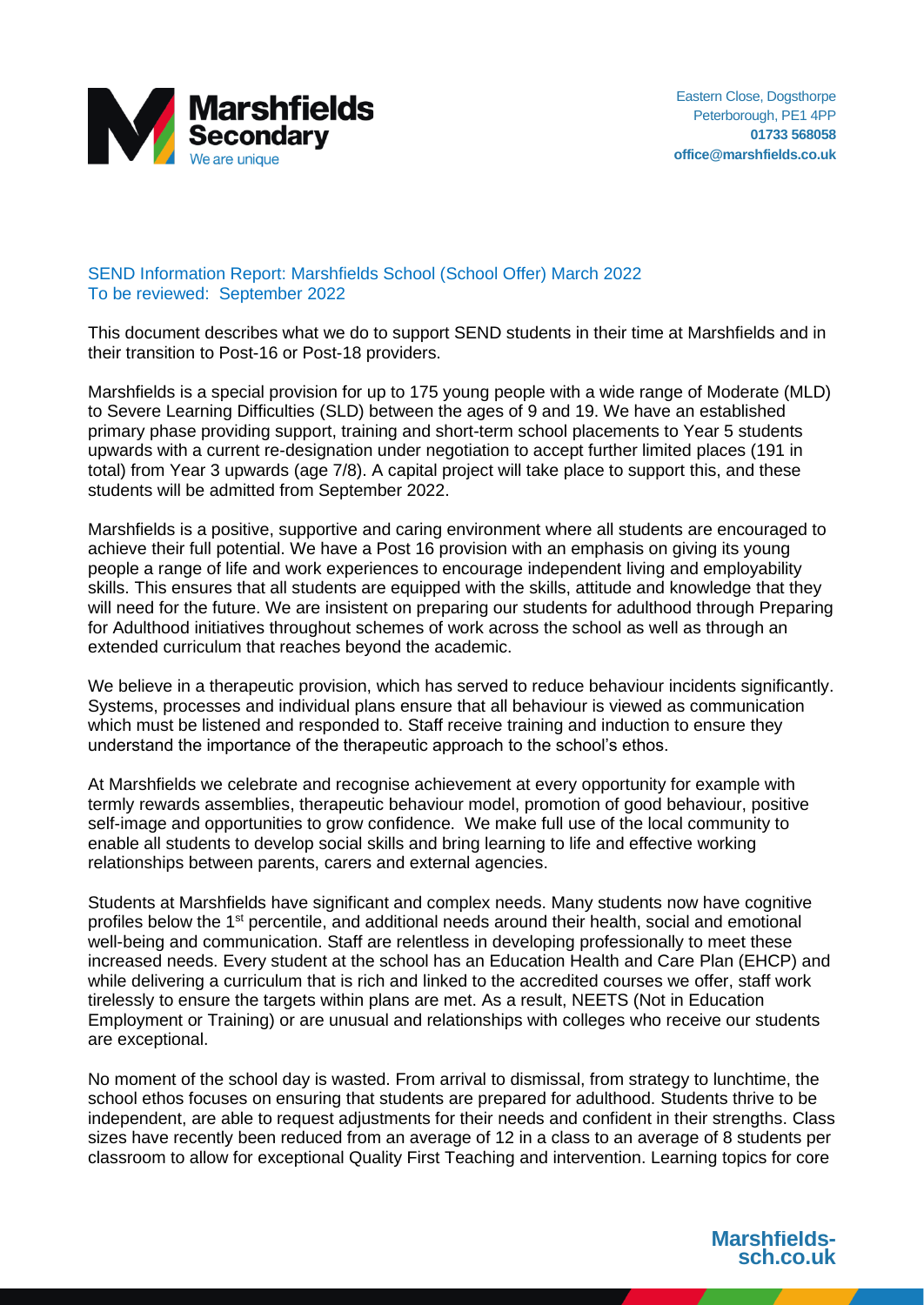Marshfields Secondary

We are unique

Eastern Close, Dogsthorpe
Peterborough, PE1 4PP
**01733 568058**
**office@marshfields.co.uk**

## SEND Information Report: Marshfields School (School Offer) March 2022
To be reviewed: September 2022

This document describes what we do to support SEND students in their time at Marshfields and in their transition to Post-16 or Post-18 providers.

Marshfields is a special provision for up to 175 young people with a wide range of Moderate (MLD) to Severe Learning Difficulties (SLD) between the ages of 9 and 19. We have an established primary phase providing support, training and short-term school placements to Year 5 students upwards with a current re-designation under negotiation to accept further limited places (191 in total) from Year 3 upwards (age 7/8). A capital project will take place to support this, and these students will be admitted from September 2022.

Marshfields is a positive, supportive and caring environment where all students are encouraged to achieve their full potential. We have a Post 16 provision with an emphasis on giving its young people a range of life and work experiences to encourage independent living and employability skills. This ensures that all students are equipped with the skills, attitude and knowledge that they will need for the future. We are insistent on preparing our students for adulthood through Preparing for Adulthood initiatives throughout schemes of work across the school as well as through an extended curriculum that reaches beyond the academic.

We believe in a therapeutic provision, which has served to reduce behaviour incidents significantly. Systems, processes and individual plans ensure that all behaviour is viewed as communication which must be listened and responded to. Staff receive training and induction to ensure they understand the importance of the therapeutic approach to the school's ethos.

At Marshfields we celebrate and recognise achievement at every opportunity for example with termly rewards assemblies, therapeutic behaviour model, promotion of good behaviour, positive self-image and opportunities to grow confidence. We make full use of the local community to enable all students to develop social skills and bring learning to life and effective working relationships between parents, carers and external agencies.

Students at Marshfields have significant and complex needs. Many students now have cognitive profiles below the 1st percentile, and additional needs around their health, social and emotional well-being and communication. Staff are relentless in developing professionally to meet these increased needs. Every student at the school has an Education Health and Care Plan (EHCP) and while delivering a curriculum that is rich and linked to the accredited courses we offer, staff work tirelessly to ensure the targets within plans are met. As a result, NEETS (Not in Education Employment or Training) or are unusual and relationships with colleges who receive our students are exceptional.

No moment of the school day is wasted. From arrival to dismissal, from strategy to lunchtime, the school ethos focuses on ensuring that students are prepared for adulthood. Students thrive to be independent, are able to request adjustments for their needs and confident in their strengths. Class sizes have recently been reduced from an average of 12 in a class to an average of 8 students per classroom to allow for exceptional Quality First Teaching and intervention. Learning topics for core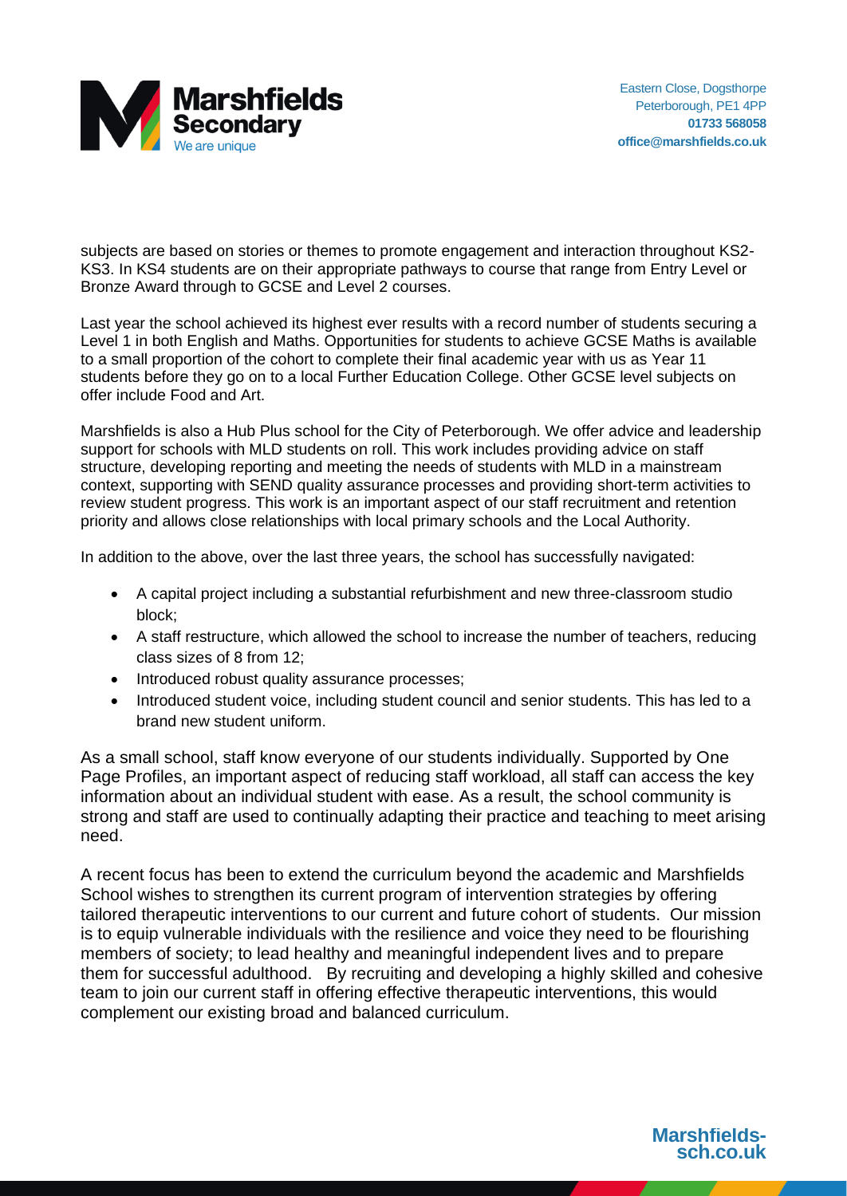subjects are based on stories or themes to promote engagement and interaction throughout KS2-KS3. In KS4 students are on their appropriate pathways to course that range from Entry Level or Bronze Award through to GCSE and Level 2 courses.

Last year the school achieved its highest ever results with a record number of students securing a Level 1 in both English and Maths. Opportunities for students to achieve GCSE Maths is available to a small proportion of the cohort to complete their final academic year with us as Year 11 students before they go on to a local Further Education College. Other GCSE level subjects on offer include Food and Art.

Marshfields is also a Hub Plus school for the City of Peterborough. We offer advice and leadership support for schools with MLD students on roll. This work includes providing advice on staff structure, developing reporting and meeting the needs of students with MLD in a mainstream context, supporting with SEND quality assurance processes and providing short-term activities to review student progress. This work is an important aspect of our staff recruitment and retention priority and allows close relationships with local primary schools and the Local Authority.

In addition to the above, over the last three years, the school has successfully navigated:

- A capital project including a substantial refurbishment and new three-classroom studio block;
- A staff restructure, which allowed the school to increase the number of teachers, reducing class sizes of 8 from 12;
- Introduced robust quality assurance processes;
- Introduced student voice, including student council and senior students. This has led to a brand new student uniform.

As a small school, staff know everyone of our students individually. Supported by One Page Profiles, an important aspect of reducing staff workload, all staff can access the key information about an individual student with ease. As a result, the school community is strong and staff are used to continually adapting their practice and teaching to meet arising need.

A recent focus has been to extend the curriculum beyond the academic and Marshfields School wishes to strengthen its current program of intervention strategies by offering tailored therapeutic interventions to our current and future cohort of students. Our mission is to equip vulnerable individuals with the resilience and voice they need to be flourishing members of society; to lead healthy and meaningful independent lives and to prepare them for successful adulthood. By recruiting and developing a highly skilled and cohesive team to join our current staff in offering effective therapeutic interventions, this would complement our existing broad and balanced curriculum.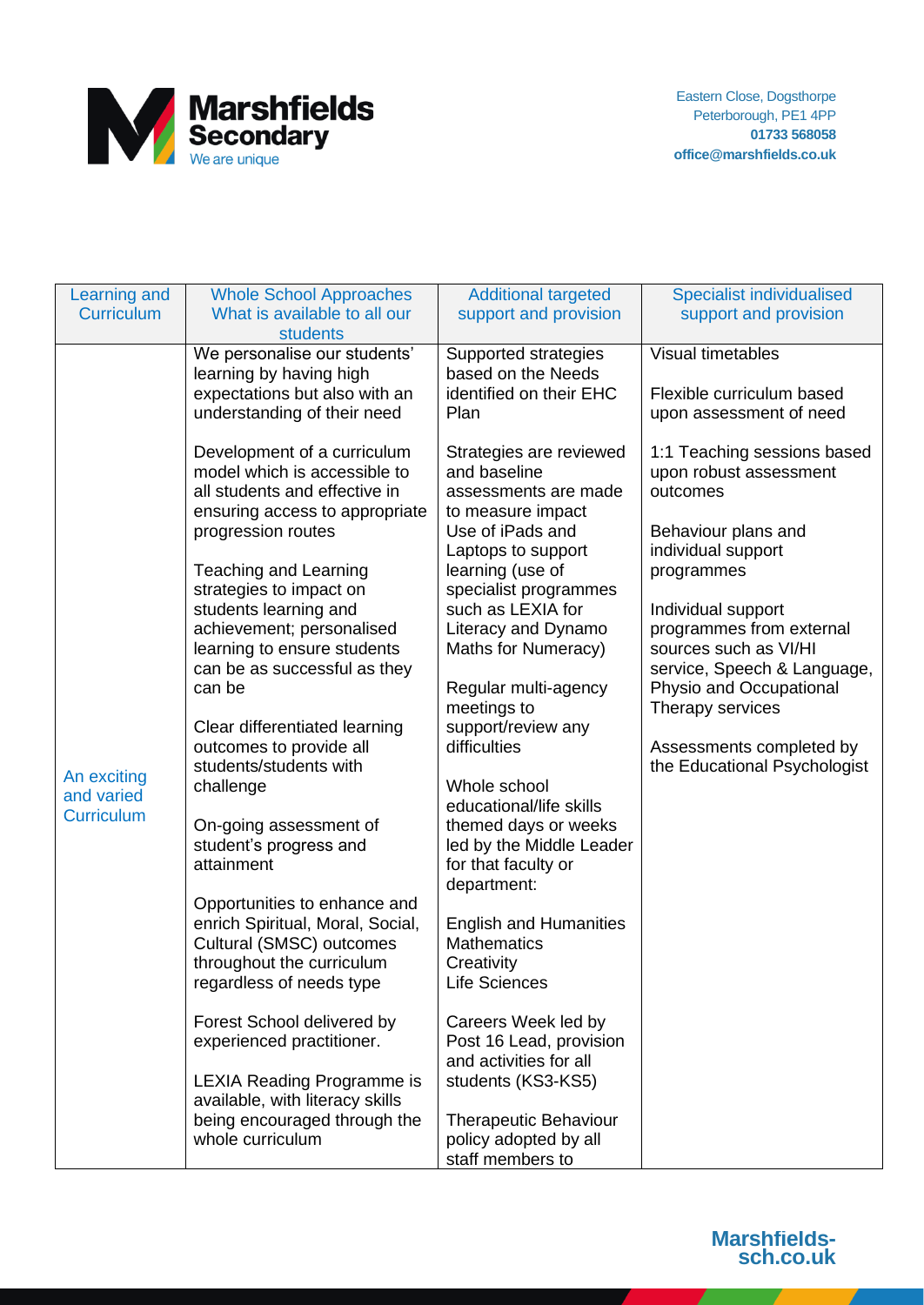| Learning and Curriculum | Whole School Approaches What is available to all our students | Additional targeted support and provision | Specialist individualised support and provision |
|---|---|---|---|
| An exciting and varied Curriculum | We personalise our students' learning by having high expectations but also with an understanding of their need<br><br>Development of a curriculum model which is accessible to all students and effective in ensuring access to appropriate progression routes<br><br>Teaching and Learning strategies to impact on students learning and achievement; personalised learning to ensure students can be as successful as they can be<br><br>Clear differentiated learning outcomes to provide all students/students with challenge<br><br>On-going assessment of student's progress and attainment<br><br>Opportunities to enhance and enrich Spiritual, Moral, Social, Cultural (SMSC) outcomes throughout the curriculum regardless of needs type<br><br>Forest School delivered by experienced practitioner.<br><br>LEXIA Reading Programme is available, with literacy skills being encouraged through the whole curriculum | Supported strategies based on the Needs identified on their EHC Plan<br><br>Strategies are reviewed and baseline assessments are made to measure impact<br>Use of iPads and Laptops to support learning (use of specialist programmes such as LEXIA for Literacy and Dynamo Maths for Numeracy)<br><br>Regular multi-agency meetings to support/review any difficulties<br><br>Whole school educational/life skills themed days or weeks led by the Middle Leader for that faculty or department:<br><br>English and Humanities<br>Mathematics<br>Creativity<br>Life Sciences<br><br>Careers Week led by Post 16 Lead, provision and activities for all students (KS3-KS5)<br><br>Therapeutic Behaviour policy adopted by all staff members to | Visual timetables<br><br>Flexible curriculum based upon assessment of need<br><br>1:1 Teaching sessions based upon robust assessment outcomes<br><br>Behaviour plans and individual support programmes<br><br>Individual support programmes from external sources such as VI/HI service, Speech & Language, Physio and Occupational Therapy services<br><br>Assessments completed by the Educational Psychologist |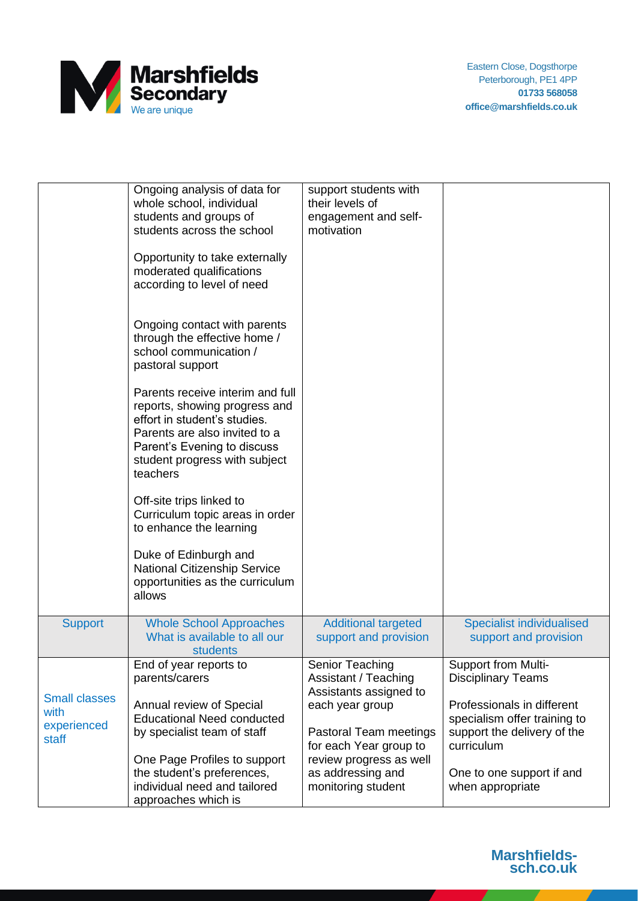| | | | |
|---|---|---|---|
| | Ongoing analysis of data for whole school, individual students and groups of students across the school<br><br>Opportunity to take externally moderated qualifications according to level of need<br><br>Ongoing contact with parents through the effective home / school communication / pastoral support<br><br>Parents receive interim and full reports, showing progress and effort in student's studies. Parents are also invited to a Parent's Evening to discuss student progress with subject teachers<br><br>Off-site trips linked to Curriculum topic areas in order to enhance the learning<br><br>Duke of Edinburgh and National Citizenship Service opportunities as the curriculum allows | support students with their levels of engagement and self-motivation | |
| Support | Whole School Approaches What is available to all our students | Additional targeted support and provision | Specialist individualised support and provision |
| Small classes with experienced staff | End of year reports to parents/carers<br><br>Annual review of Special Educational Need conducted by specialist team of staff<br><br>One Page Profiles to support the student's preferences, individual need and tailored approaches which is | Senior Teaching Assistant / Teaching Assistants assigned to each year group<br><br>Pastoral Team meetings for each Year group to review progress as well as addressing and monitoring student | Support from Multi-Disciplinary Teams<br><br>Professionals in different specialism offer training to support the delivery of the curriculum<br><br>One to one support if and when appropriate |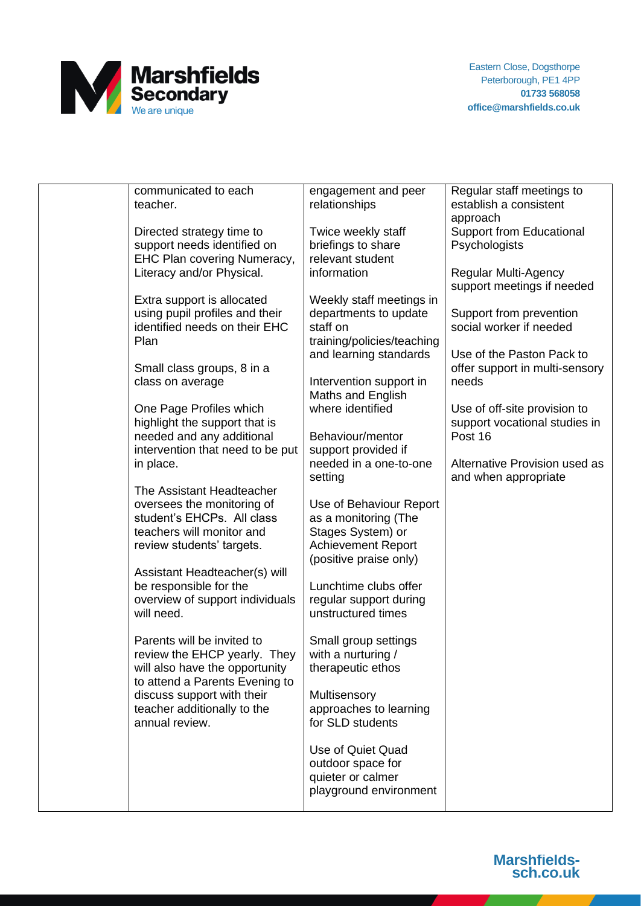| | communicated to each teacher.<br><br>Directed strategy time to support needs identified on EHC Plan covering Numeracy, Literacy and/or Physical.<br><br>Extra support is allocated using pupil profiles and their identified needs on their EHC Plan<br><br>Small class groups, 8 in a class on average<br><br>One Page Profiles which highlight the support that is needed and any additional intervention that need to be put in place.<br><br>The Assistant Headteacher oversees the monitoring of student's EHCPs. All class teachers will monitor and review students' targets.<br><br>Assistant Headteacher(s) will be responsible for the overview of support individuals will need.<br><br>Parents will be invited to review the EHCP yearly. They will also have the opportunity to attend a Parents Evening to discuss support with their teacher additionally to the annual review. | engagement and peer relationships<br><br>Twice weekly staff briefings to share relevant student information<br><br>Weekly staff meetings in departments to update staff on training/policies/teaching and learning standards<br><br>Intervention support in Maths and English where identified<br><br>Behaviour/mentor support provided if needed in a one-to-one setting<br><br>Use of Behaviour Report as a monitoring (The Stages System) or Achievement Report (positive praise only)<br><br>Lunchtime clubs offer regular support during unstructured times<br><br>Small group settings with a nurturing / therapeutic ethos<br><br>Multisensory approaches to learning for SLD students<br><br>Use of Quiet Quad outdoor space for quieter or calmer playground environment | Regular staff meetings to establish a consistent approach<br>Support from Educational Psychologists<br><br>Regular Multi-Agency support meetings if needed<br><br>Support from prevention social worker if needed<br><br>Use of the Paston Pack to offer support in multi-sensory needs<br><br>Use of off-site provision to support vocational studies in Post 16<br><br>Alternative Provision used as and when appropriate |
|---|---|---|---|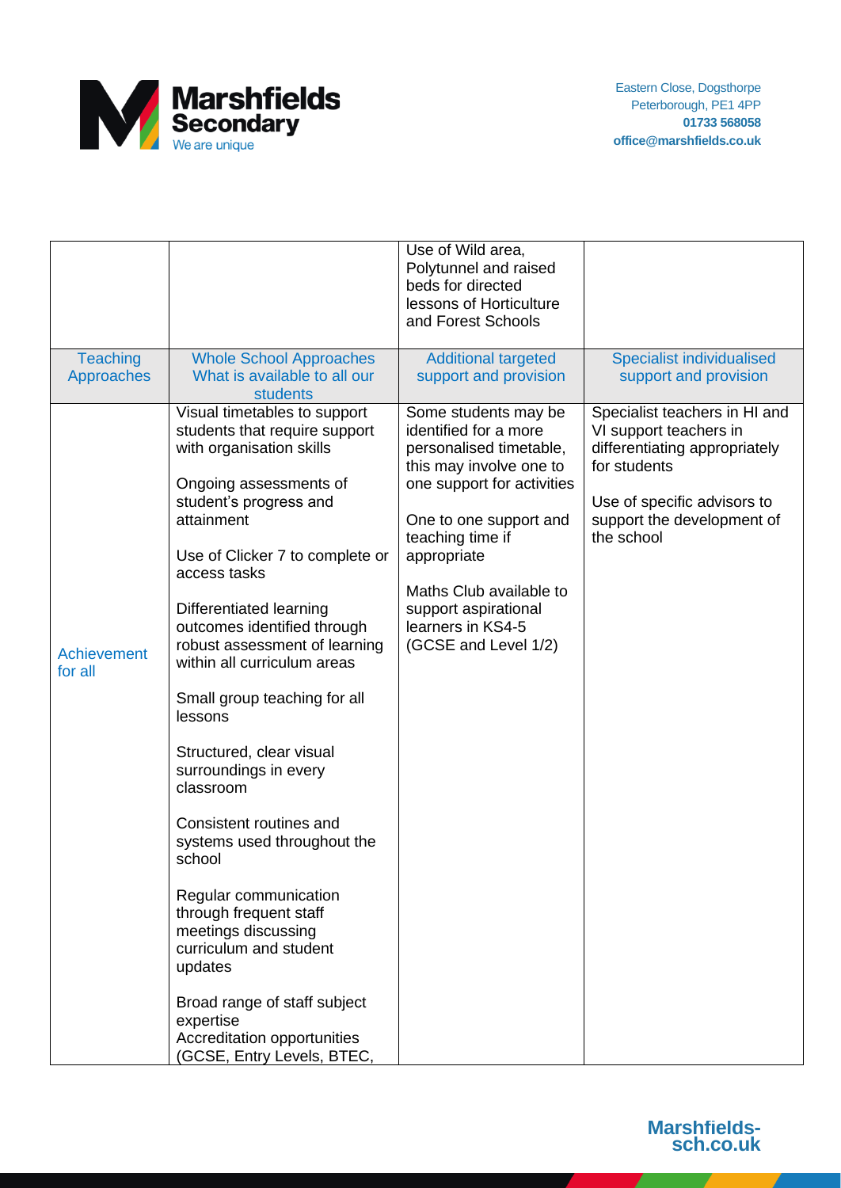| | | Use of Wild area, Polytunnel and raised beds for directed lessons of Horticulture and Forest Schools | |
|---|---|---|---|
| **Teaching Approaches** | **Whole School Approaches What is available to all our students** | **Additional targeted support and provision** | **Specialist individualised support and provision** |
| Achievement for all | Visual timetables to support students that require support with organisation skills<br><br>Ongoing assessments of student's progress and attainment<br><br>Use of Clicker 7 to complete or access tasks<br><br>Differentiated learning outcomes identified through robust assessment of learning within all curriculum areas<br><br>Small group teaching for all lessons<br><br>Structured, clear visual surroundings in every classroom<br><br>Consistent routines and systems used throughout the school<br><br>Regular communication through frequent staff meetings discussing curriculum and student updates<br><br>Broad range of staff subject expertise<br>Accreditation opportunities (GCSE, Entry Levels, BTEC, | Some students may be identified for a more personalised timetable, this may involve one to one support for activities<br><br>One to one support and teaching time if appropriate<br><br>Maths Club available to support aspirational learners in KS4-5 (GCSE and Level 1/2) | Specialist teachers in HI and VI support teachers in differentiating appropriately for students<br><br>Use of specific advisors to support the development of the school |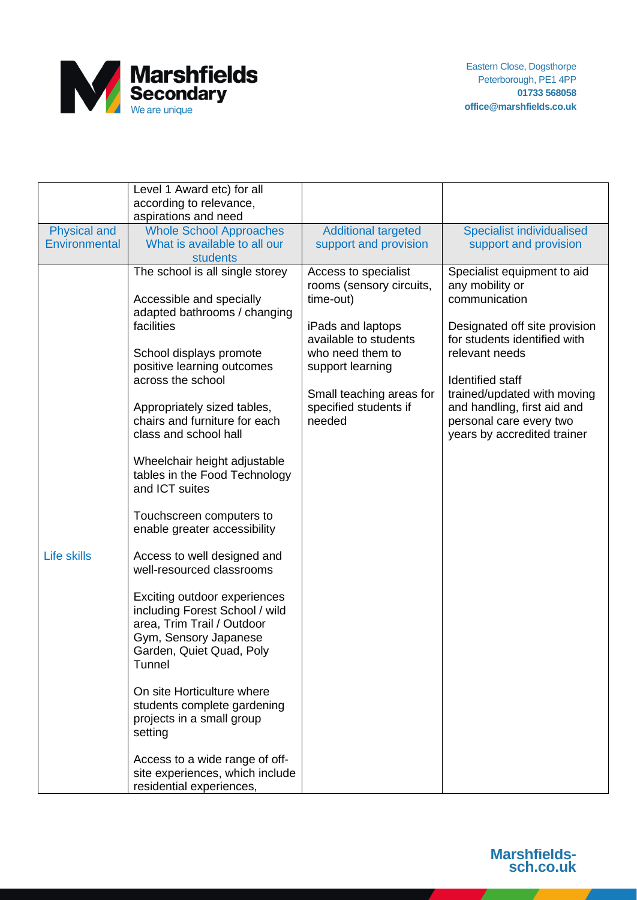| | Level 1 Award etc) for all according to relevance, aspirations and need | | |
|---|---|---|---|
| Physical and Environmental | Whole School Approaches What is available to all our students | Additional targeted support and provision | Specialist individualised support and provision |
| Life skills | The school is all single storey<br><br>Accessible and specially adapted bathrooms / changing facilities<br><br>School displays promote positive learning outcomes across the school<br><br>Appropriately sized tables, chairs and furniture for each class and school hall<br><br>Wheelchair height adjustable tables in the Food Technology and ICT suites<br><br>Touchscreen computers to enable greater accessibility<br><br>Access to well designed and well-resourced classrooms<br><br>Exciting outdoor experiences including Forest School / wild area, Trim Trail / Outdoor Gym, Sensory Japanese Garden, Quiet Quad, Poly Tunnel<br><br>On site Horticulture where students complete gardening projects in a small group setting<br><br>Access to a wide range of off-site experiences, which include residential experiences, | Access to specialist rooms (sensory circuits, time-out)<br><br>iPads and laptops available to students who need them to support learning<br><br>Small teaching areas for specified students if needed | Specialist equipment to aid any mobility or communication<br><br>Designated off site provision for students identified with relevant needs<br><br>Identified staff trained/updated with moving and handling, first aid and personal care every two years by accredited trainer |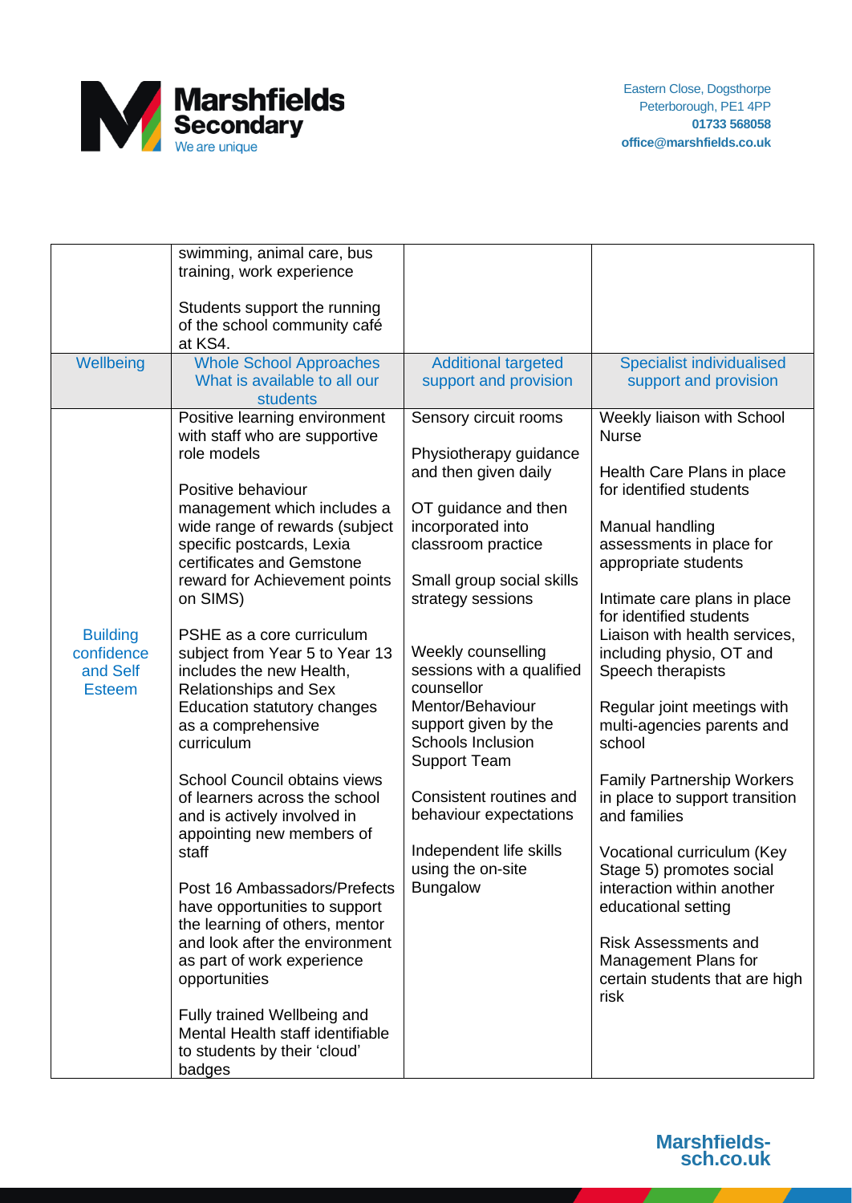| | | | |
|---|---|---|---|
| | swimming, animal care, bus training, work experience<br><br>Students support the running of the school community café at KS4. | | |
| Wellbeing | Whole School Approaches<br>What is available to all our students | Additional targeted support and provision | Specialist individualised support and provision |
| Building confidence and Self Esteem | Positive learning environment with staff who are supportive role models<br><br>Positive behaviour management which includes a wide range of rewards (subject specific postcards, Lexia certificates and Gemstone reward for Achievement points on SIMS)<br><br>PSHE as a core curriculum subject from Year 5 to Year 13 includes the new Health, Relationships and Sex Education statutory changes as a comprehensive curriculum<br><br>School Council obtains views of learners across the school and is actively involved in appointing new members of staff<br><br>Post 16 Ambassadors/Prefects have opportunities to support the learning of others, mentor and look after the environment as part of work experience opportunities<br><br>Fully trained Wellbeing and Mental Health staff identifiable to students by their 'cloud' badges | Sensory circuit rooms<br><br>Physiotherapy guidance and then given daily<br><br>OT guidance and then incorporated into classroom practice<br><br>Small group social skills strategy sessions<br><br>Weekly counselling sessions with a qualified counsellor<br>Mentor/Behaviour support given by the Schools Inclusion Support Team<br><br>Consistent routines and behaviour expectations<br><br>Independent life skills using the on-site Bungalow | Weekly liaison with School Nurse<br><br>Health Care Plans in place for identified students<br><br>Manual handling assessments in place for appropriate students<br><br>Intimate care plans in place for identified students<br>Liaison with health services, including physio, OT and Speech therapists<br><br>Regular joint meetings with multi-agencies parents and school<br><br>Family Partnership Workers in place to support transition and families<br><br>Vocational curriculum (Key Stage 5) promotes social interaction within another educational setting<br><br>Risk Assessments and Management Plans for certain students that are high risk |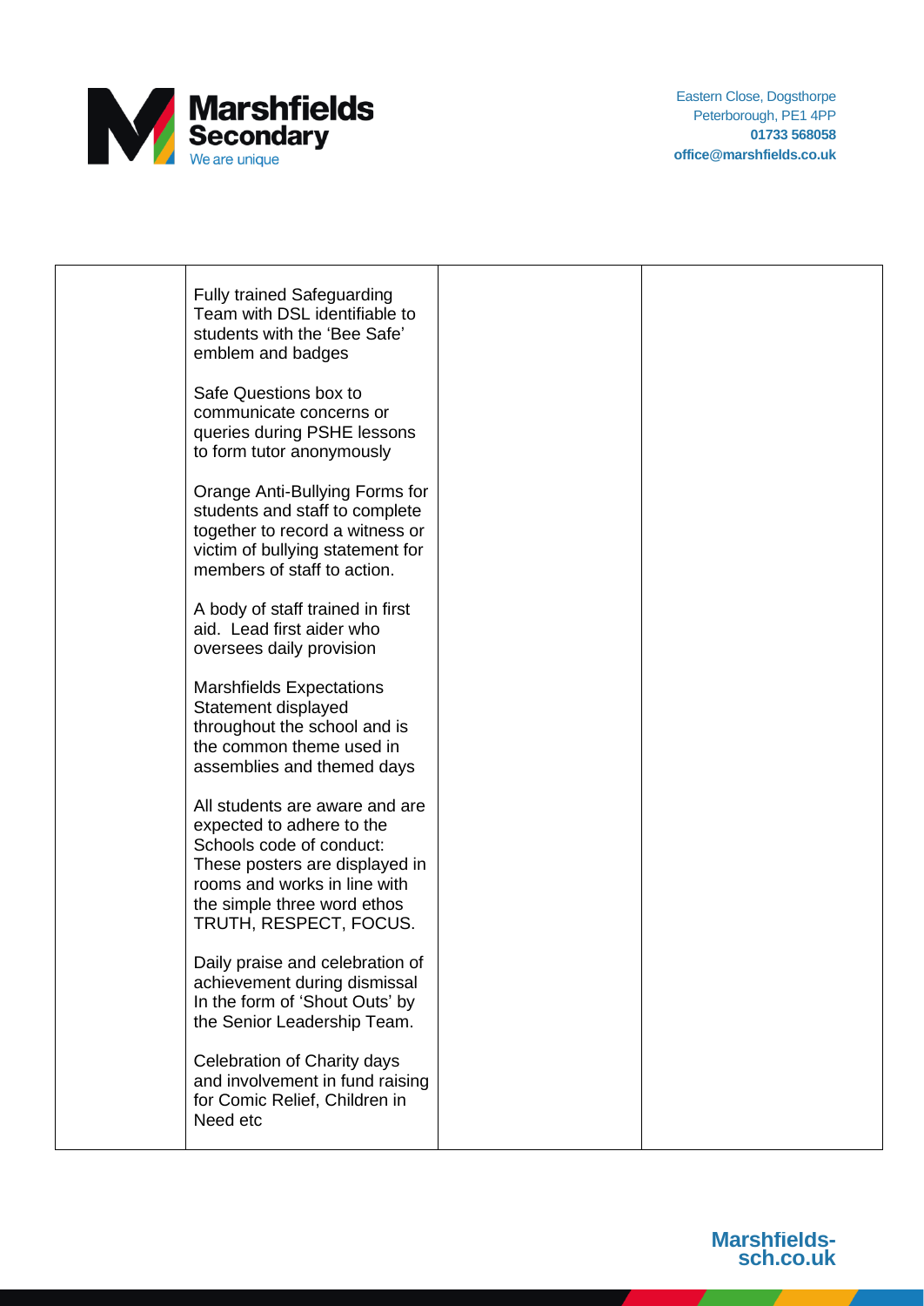|  | Fully trained Safeguarding Team with DSL identifiable to students with the 'Bee Safe' emblem and badges<br><br>Safe Questions box to communicate concerns or queries during PSHE lessons to form tutor anonymously<br><br>Orange Anti-Bullying Forms for students and staff to complete together to record a witness or victim of bullying statement for members of staff to action.<br><br>A body of staff trained in first aid. Lead first aider who oversees daily provision<br><br>Marshfields Expectations Statement displayed throughout the school and is the common theme used in assemblies and themed days<br><br>All students are aware and are expected to adhere to the Schools code of conduct: These posters are displayed in rooms and works in line with the simple three word ethos TRUTH, RESPECT, FOCUS.<br><br>Daily praise and celebration of achievement during dismissal In the form of 'Shout Outs' by the Senior Leadership Team.<br><br>Celebration of Charity days and involvement in fund raising for Comic Relief, Children in Need etc |  |  |
|---|---|---|---|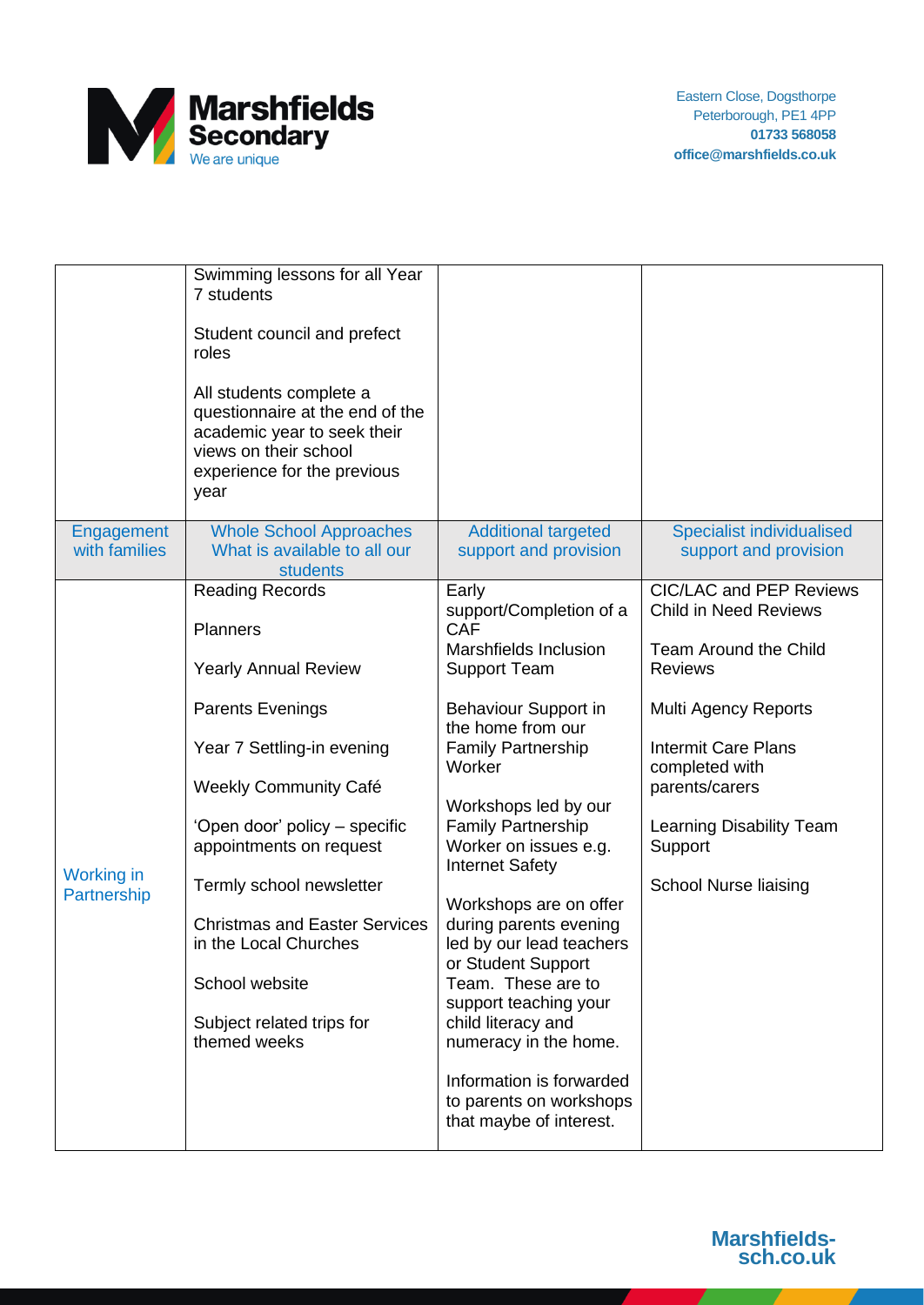| | | | |
|---|---|---|---|
| | Swimming lessons for all Year 7 students<br><br>Student council and prefect roles<br><br>All students complete a questionnaire at the end of the academic year to seek their views on their school experience for the previous year | | |
| **Engagement with families** | **Whole School Approaches What is available to all our students** | **Additional targeted support and provision** | **Specialist individualised support and provision** |
| Working in Partnership | Reading Records<br><br>Planners<br><br>Yearly Annual Review<br><br>Parents Evenings<br><br>Year 7 Settling-in evening<br><br>Weekly Community Café<br><br>'Open door' policy – specific appointments on request<br><br>Termly school newsletter<br><br>Christmas and Easter Services in the Local Churches<br><br>School website<br><br>Subject related trips for themed weeks | Early support/Completion of a CAF<br>Marshfields Inclusion Support Team<br><br>Behaviour Support in the home from our Family Partnership Worker<br><br>Workshops led by our Family Partnership Worker on issues e.g. Internet Safety<br><br>Workshops are on offer during parents evening led by our lead teachers or Student Support Team. These are to support teaching your child literacy and numeracy in the home.<br><br>Information is forwarded to parents on workshops that maybe of interest. | CIC/LAC and PEP Reviews<br>Child in Need Reviews<br><br>Team Around the Child Reviews<br><br>Multi Agency Reports<br><br>Intermit Care Plans completed with parents/carers<br><br>Learning Disability Team Support<br><br>School Nurse liaising |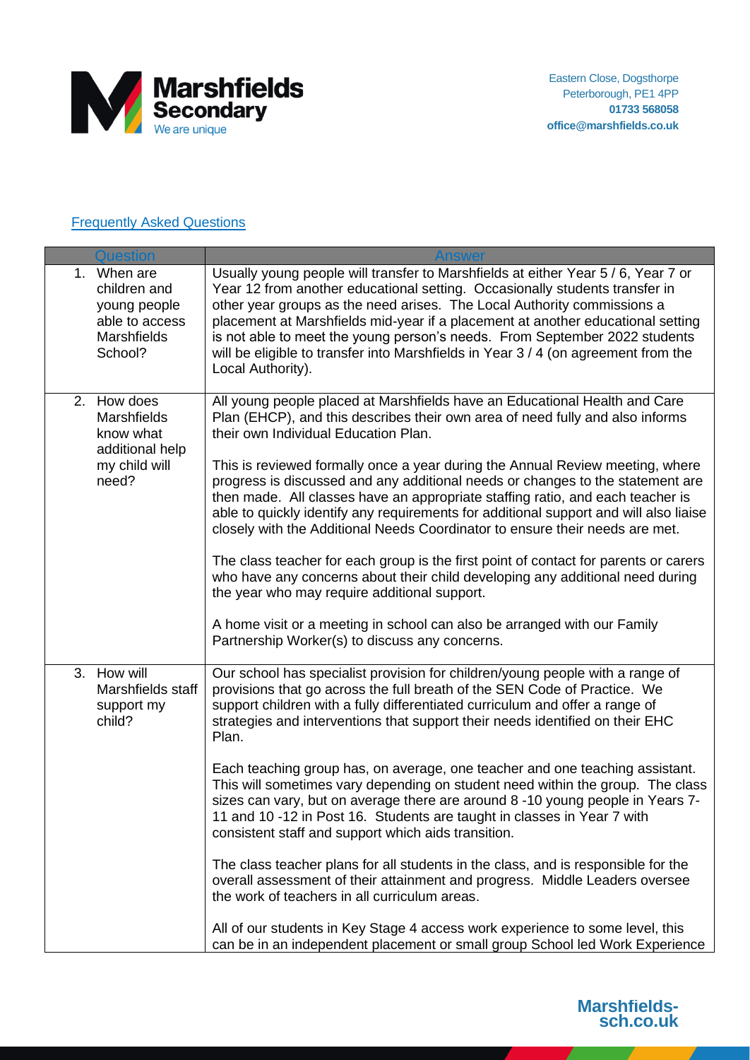Marshfields Secondary
We are unique

Eastern Close, Dogsthorpe
Peterborough, PE1 4PP
01733 568058
office@marshfields.co.uk

## Frequently Asked Questions

| Question | Answer |
| --- | --- |
| 1. When are children and young people able to access Marshfields School? | Usually young people will transfer to Marshfields at either Year 5 / 6, Year 7 or Year 12 from another educational setting. Occasionally students transfer in other year groups as the need arises. The Local Authority commissions a placement at Marshfields mid-year if a placement at another educational setting is not able to meet the young person's needs. From September 2022 students will be eligible to transfer into Marshfields in Year 3 / 4 (on agreement from the Local Authority). |
| 2. How does Marshfields know what additional help my child will need? | All young people placed at Marshfields have an Educational Health and Care Plan (EHCP), and this describes their own area of need fully and also informs their own Individual Education Plan.<br><br>This is reviewed formally once a year during the Annual Review meeting, where progress is discussed and any additional needs or changes to the statement are then made. All classes have an appropriate staffing ratio, and each teacher is able to quickly identify any requirements for additional support and will also liaise closely with the Additional Needs Coordinator to ensure their needs are met.<br><br>The class teacher for each group is the first point of contact for parents or carers who have any concerns about their child developing any additional need during the year who may require additional support.<br><br>A home visit or a meeting in school can also be arranged with our Family Partnership Worker(s) to discuss any concerns. |
| 3. How will Marshfields staff support my child? | Our school has specialist provision for children/young people with a range of provisions that go across the full breath of the SEN Code of Practice. We support children with a fully differentiated curriculum and offer a range of strategies and interventions that support their needs identified on their EHC Plan.<br><br>Each teaching group has, on average, one teacher and one teaching assistant. This will sometimes vary depending on student need within the group. The class sizes can vary, but on average there are around 8 -10 young people in Years 7-11 and 10 -12 in Post 16. Students are taught in classes in Year 7 with consistent staff and support which aids transition.<br><br>The class teacher plans for all students in the class, and is responsible for the overall assessment of their attainment and progress. Middle Leaders oversee the work of teachers in all curriculum areas.<br><br>All of our students in Key Stage 4 access work experience to some level, this can be in an independent placement or small group School led Work Experience |

Marshfields-sch.co.uk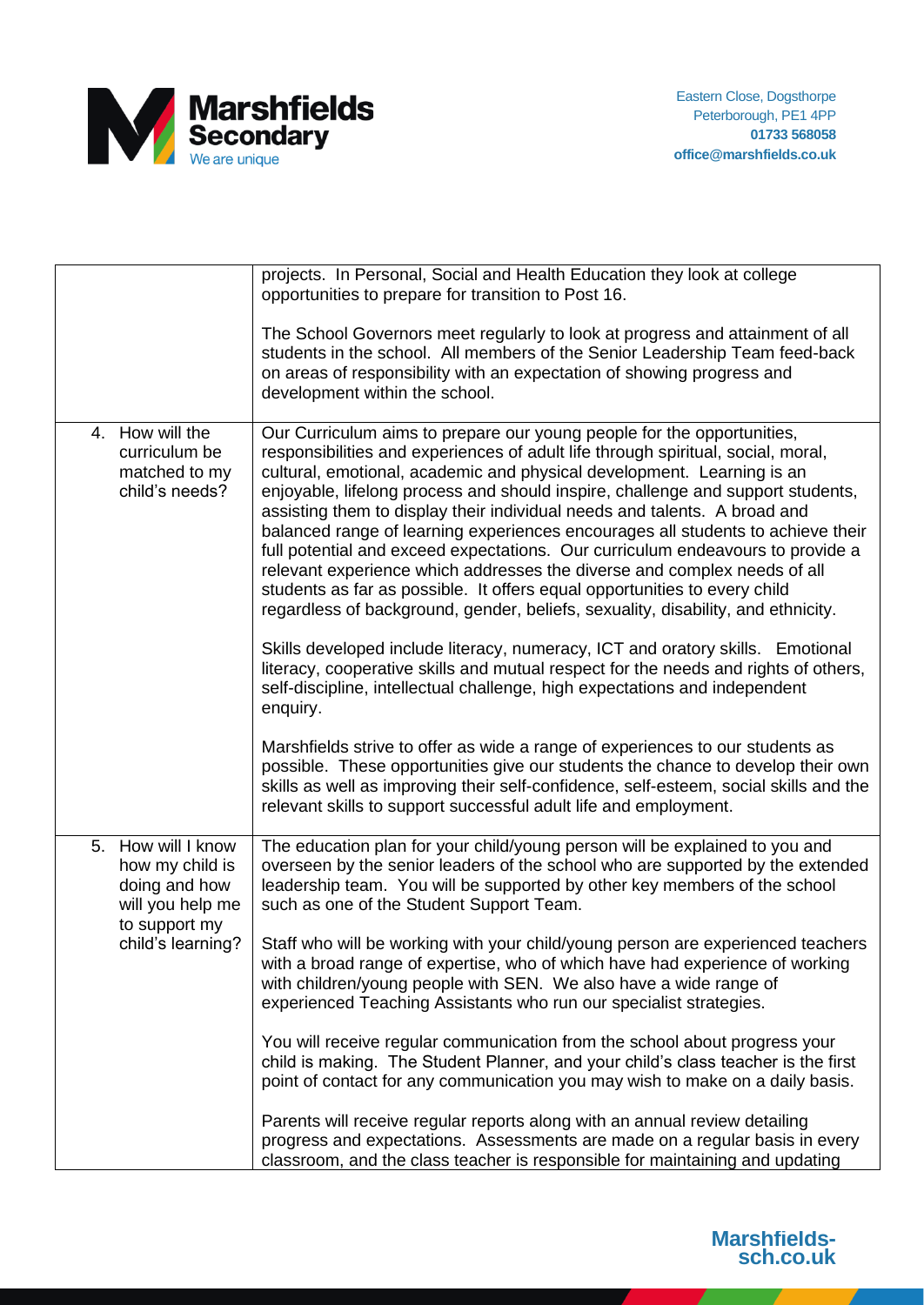| | |
|---|---|
| | projects. In Personal, Social and Health Education they look at college opportunities to prepare for transition to Post 16.<br><br>The School Governors meet regularly to look at progress and attainment of all students in the school. All members of the Senior Leadership Team feed-back on areas of responsibility with an expectation of showing progress and development within the school. |
| 4. How will the curriculum be matched to my child's needs? | Our Curriculum aims to prepare our young people for the opportunities, responsibilities and experiences of adult life through spiritual, social, moral, cultural, emotional, academic and physical development. Learning is an enjoyable, lifelong process and should inspire, challenge and support students, assisting them to display their individual needs and talents. A broad and balanced range of learning experiences encourages all students to achieve their full potential and exceed expectations. Our curriculum endeavours to provide a relevant experience which addresses the diverse and complex needs of all students as far as possible. It offers equal opportunities to every child regardless of background, gender, beliefs, sexuality, disability, and ethnicity.<br><br>Skills developed include literacy, numeracy, ICT and oratory skills. Emotional literacy, cooperative skills and mutual respect for the needs and rights of others, self-discipline, intellectual challenge, high expectations and independent enquiry.<br><br>Marshfields strive to offer as wide a range of experiences to our students as possible. These opportunities give our students the chance to develop their own skills as well as improving their self-confidence, self-esteem, social skills and the relevant skills to support successful adult life and employment. |
| 5. How will I know how my child is doing and how will you help me to support my child's learning? | The education plan for your child/young person will be explained to you and overseen by the senior leaders of the school who are supported by the extended leadership team. You will be supported by other key members of the school such as one of the Student Support Team.<br><br>Staff who will be working with your child/young person are experienced teachers with a broad range of expertise, who of which have had experience of working with children/young people with SEN. We also have a wide range of experienced Teaching Assistants who run our specialist strategies.<br><br>You will receive regular communication from the school about progress your child is making. The Student Planner, and your child's class teacher is the first point of contact for any communication you may wish to make on a daily basis.<br><br>Parents will receive regular reports along with an annual review detailing progress and expectations. Assessments are made on a regular basis in every classroom, and the class teacher is responsible for maintaining and updating |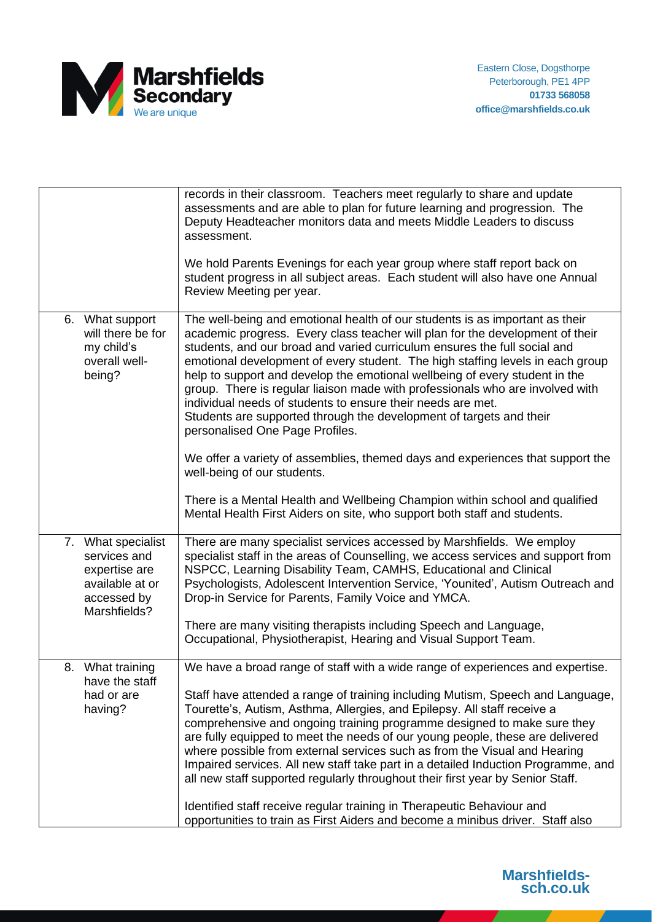| | |
|---|---|
| | records in their classroom. Teachers meet regularly to share and update assessments and are able to plan for future learning and progression. The Deputy Headteacher monitors data and meets Middle Leaders to discuss assessment.<br><br>We hold Parents Evenings for each year group where staff report back on student progress in all subject areas. Each student will also have one Annual Review Meeting per year. |
| 6. What support will there be for my child's overall well-being? | The well-being and emotional health of our students is as important as their academic progress. Every class teacher will plan for the development of their students, and our broad and varied curriculum ensures the full social and emotional development of every student. The high staffing levels in each group help to support and develop the emotional wellbeing of every student in the group. There is regular liaison made with professionals who are involved with individual needs of students to ensure their needs are met.<br>Students are supported through the development of targets and their personalised One Page Profiles.<br><br>We offer a variety of assemblies, themed days and experiences that support the well-being of our students.<br><br>There is a Mental Health and Wellbeing Champion within school and qualified Mental Health First Aiders on site, who support both staff and students. |
| 7. What specialist services and expertise are available at or accessed by Marshfields? | There are many specialist services accessed by Marshfields. We employ specialist staff in the areas of Counselling, we access services and support from NSPCC, Learning Disability Team, CAMHS, Educational and Clinical Psychologists, Adolescent Intervention Service, 'Younited', Autism Outreach and Drop-in Service for Parents, Family Voice and YMCA.<br><br>There are many visiting therapists including Speech and Language, Occupational, Physiotherapist, Hearing and Visual Support Team. |
| 8. What training have the staff had or are having? | We have a broad range of staff with a wide range of experiences and expertise.<br><br>Staff have attended a range of training including Mutism, Speech and Language, Tourette's, Autism, Asthma, Allergies, and Epilepsy. All staff receive a comprehensive and ongoing training programme designed to make sure they are fully equipped to meet the needs of our young people, these are delivered where possible from external services such as from the Visual and Hearing Impaired services. All new staff take part in a detailed Induction Programme, and all new staff supported regularly throughout their first year by Senior Staff.<br><br>Identified staff receive regular training in Therapeutic Behaviour and opportunities to train as First Aiders and become a minibus driver. Staff also |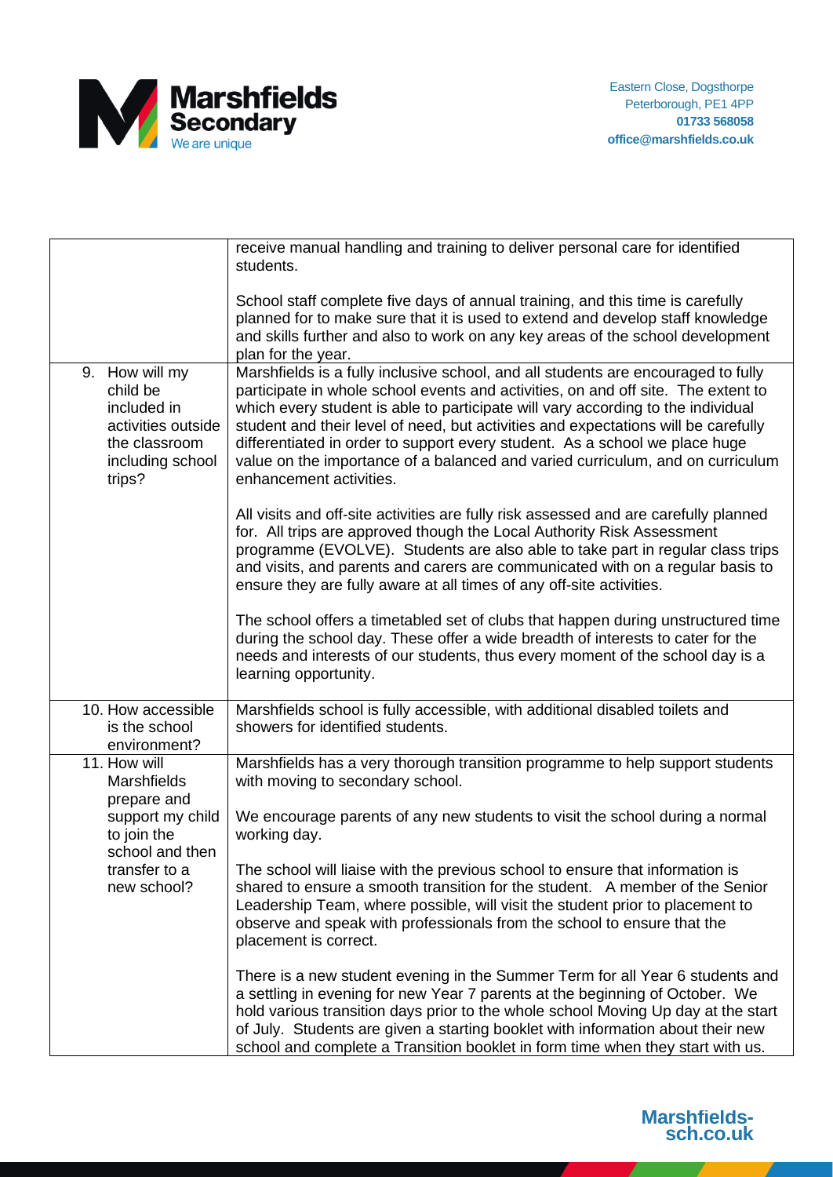| | |
|---|---|
| | receive manual handling and training to deliver personal care for identified students.<br><br>School staff complete five days of annual training, and this time is carefully planned for to make sure that it is used to extend and develop staff knowledge and skills further and also to work on any key areas of the school development plan for the year. |
| 9. How will my child be included in activities outside the classroom including school trips? | Marshfields is a fully inclusive school, and all students are encouraged to fully participate in whole school events and activities, on and off site. The extent to which every student is able to participate will vary according to the individual student and their level of need, but activities and expectations will be carefully differentiated in order to support every student. As a school we place huge value on the importance of a balanced and varied curriculum, and on curriculum enhancement activities.<br><br>All visits and off-site activities are fully risk assessed and are carefully planned for. All trips are approved though the Local Authority Risk Assessment programme (EVOLVE). Students are also able to take part in regular class trips and visits, and parents and carers are communicated with on a regular basis to ensure they are fully aware at all times of any off-site activities.<br><br>The school offers a timetabled set of clubs that happen during unstructured time during the school day. These offer a wide breadth of interests to cater for the needs and interests of our students, thus every moment of the school day is a learning opportunity. |
| 10. How accessible is the school environment? | Marshfields school is fully accessible, with additional disabled toilets and showers for identified students. |
| 11. How will Marshfields prepare and support my child to join the school and then transfer to a new school? | Marshfields has a very thorough transition programme to help support students with moving to secondary school.<br><br>We encourage parents of any new students to visit the school during a normal working day.<br><br>The school will liaise with the previous school to ensure that information is shared to ensure a smooth transition for the student. A member of the Senior Leadership Team, where possible, will visit the student prior to placement to observe and speak with professionals from the school to ensure that the placement is correct.<br><br>There is a new student evening in the Summer Term for all Year 6 students and a settling in evening for new Year 7 parents at the beginning of October. We hold various transition days prior to the whole school Moving Up day at the start of July. Students are given a starting booklet with information about their new school and complete a Transition booklet in form time when they start with us. |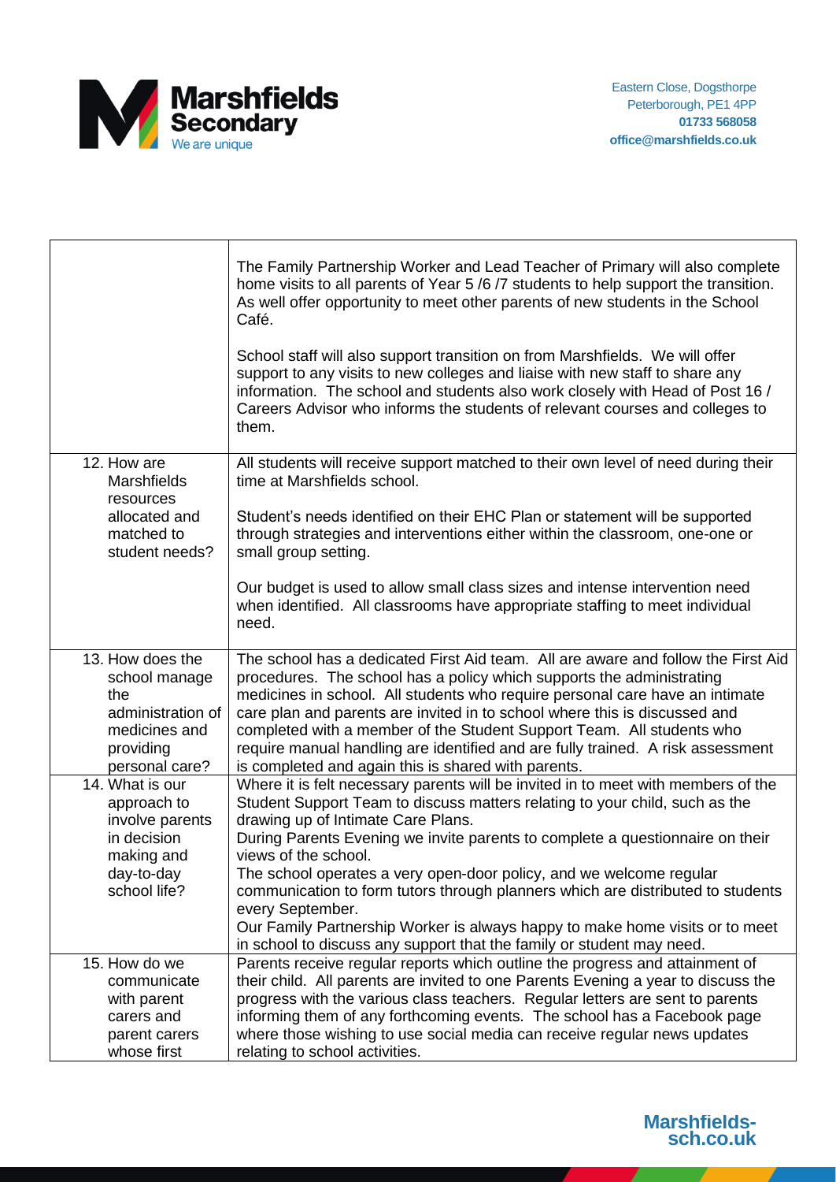| | |
|---|---|
| | The Family Partnership Worker and Lead Teacher of Primary will also complete home visits to all parents of Year 5 /6 /7 students to help support the transition. As well offer opportunity to meet other parents of new students in the School Café.<br><br>School staff will also support transition on from Marshfields. We will offer support to any visits to new colleges and liaise with new staff to share any information. The school and students also work closely with Head of Post 16 / Careers Advisor who informs the students of relevant courses and colleges to them. |
| 12. How are Marshfields resources allocated and matched to student needs? | All students will receive support matched to their own level of need during their time at Marshfields school.<br><br>Student's needs identified on their EHC Plan or statement will be supported through strategies and interventions either within the classroom, one-one or small group setting.<br><br>Our budget is used to allow small class sizes and intense intervention need when identified. All classrooms have appropriate staffing to meet individual need. |
| 13. How does the school manage the administration of medicines and providing personal care? | The school has a dedicated First Aid team. All are aware and follow the First Aid procedures. The school has a policy which supports the administrating medicines in school. All students who require personal care have an intimate care plan and parents are invited in to school where this is discussed and completed with a member of the Student Support Team. All students who require manual handling are identified and are fully trained. A risk assessment is completed and again this is shared with parents. |
| 14. What is our approach to involve parents in decision making and day-to-day school life? | Where it is felt necessary parents will be invited in to meet with members of the Student Support Team to discuss matters relating to your child, such as the drawing up of Intimate Care Plans.<br>During Parents Evening we invite parents to complete a questionnaire on their views of the school.<br>The school operates a very open-door policy, and we welcome regular communication to form tutors through planners which are distributed to students every September.<br>Our Family Partnership Worker is always happy to make home visits or to meet in school to discuss any support that the family or student may need. |
| 15. How do we communicate with parent carers and parent carers whose first | Parents receive regular reports which outline the progress and attainment of their child. All parents are invited to one Parents Evening a year to discuss the progress with the various class teachers. Regular letters are sent to parents informing them of any forthcoming events. The school has a Facebook page where those wishing to use social media can receive regular news updates relating to school activities. |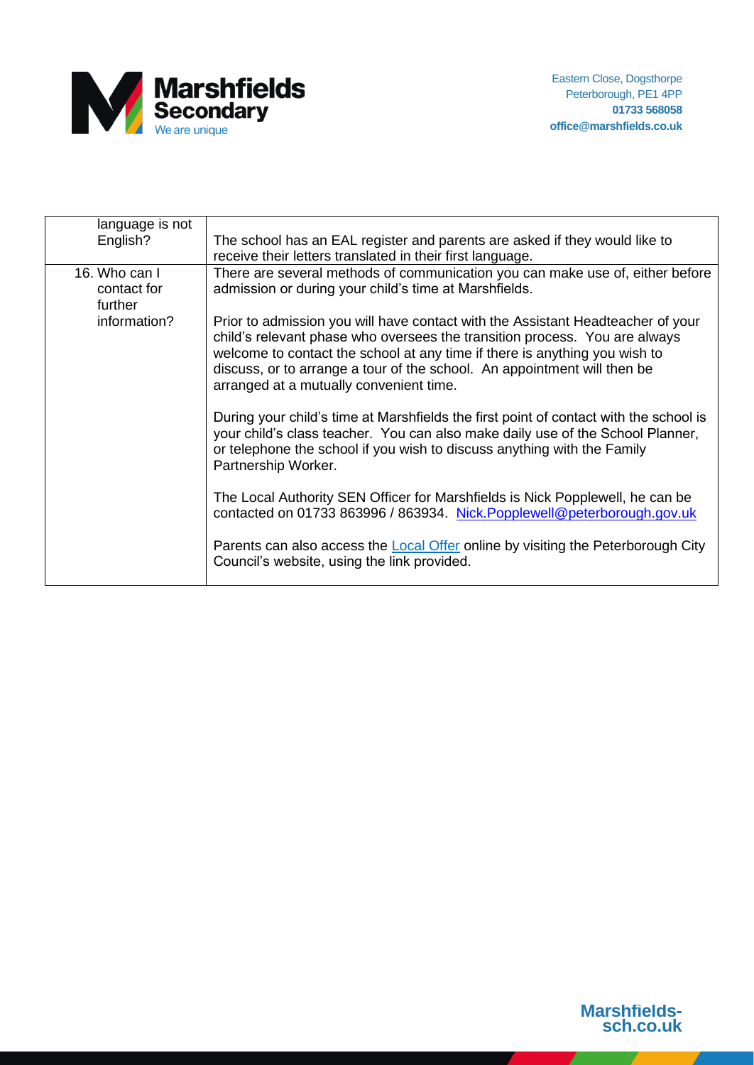| | |
|---|---|
| language is not English? | The school has an EAL register and parents are asked if they would like to receive their letters translated in their first language. |
| 16. Who can I contact for further information? | There are several methods of communication you can make use of, either before admission or during your child's time at Marshfields.<br><br>Prior to admission you will have contact with the Assistant Headteacher of your child's relevant phase who oversees the transition process. You are always welcome to contact the school at any time if there is anything you wish to discuss, or to arrange a tour of the school. An appointment will then be arranged at a mutually convenient time.<br><br>During your child's time at Marshfields the first point of contact with the school is your child's class teacher. You can also make daily use of the School Planner, or telephone the school if you wish to discuss anything with the Family Partnership Worker.<br><br>The Local Authority SEN Officer for Marshfields is Nick Popplewell, he can be contacted on 01733 863996 / 863934. Nick.Popplewell@peterborough.gov.uk<br><br>Parents can also access the Local Offer online by visiting the Peterborough City Council's website, using the link provided. |